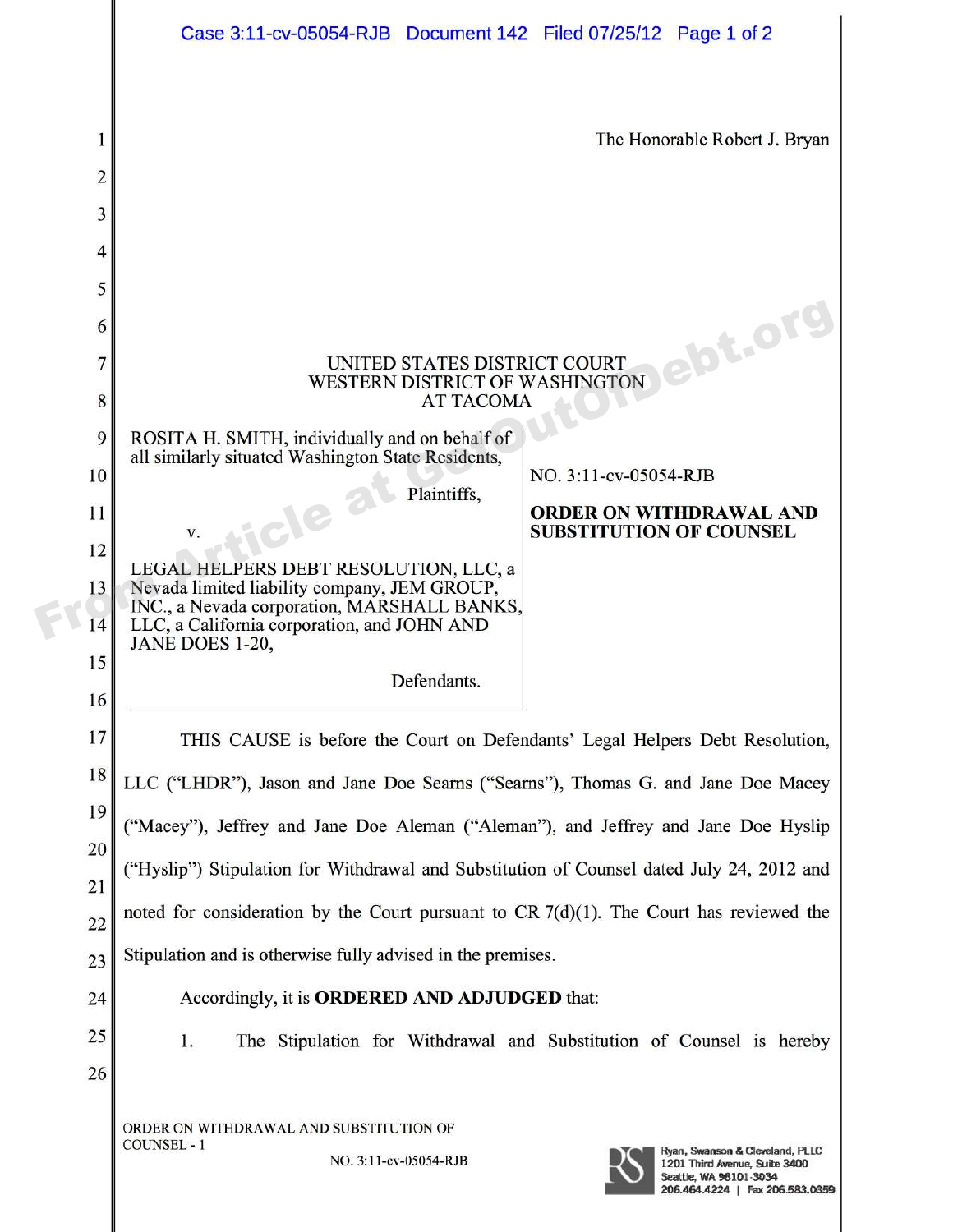The Honorable Robert J. Bryan

UNITED STATES DISTRICT COURT
WESTERN DISTRICT OF WASHINGTON
AT TACOMA

ROSITA H. SMITH, individually and on behalf of all similarly situated Washington State Residents,

Plaintiffs,

v.

LEGAL HELPERS DEBT RESOLUTION, LLC, a Nevada limited liability company, JEM GROUP, INC., a Nevada corporation, MARSHALL BANKS, LLC, a California corporation, and JOHN AND JANE DOES 1-20,

Defendants.

NO. 3:11-cv-05054-RJB

**ORDER ON WITHDRAWAL AND SUBSTITUTION OF COUNSEL**

THIS CAUSE is before the Court on Defendants' Legal Helpers Debt Resolution, LLC ("LHDR"), Jason and Jane Doe Searns ("Searns"), Thomas G. and Jane Doe Macey ("Macey"), Jeffrey and Jane Doe Aleman ("Aleman"), and Jeffrey and Jane Doe Hyslip ("Hyslip") Stipulation for Withdrawal and Substitution of Counsel dated July 24, 2012 and noted for consideration by the Court pursuant to CR 7(d)(1). The Court has reviewed the Stipulation and is otherwise fully advised in the premises.

Accordingly, it is **ORDERED AND ADJUDGED** that:

1. The Stipulation for Withdrawal and Substitution of Counsel is hereby

ORDER ON WITHDRAWAL AND SUBSTITUTION OF COUNSEL - 1

NO. 3:11-cv-05054-RJB

Ryan, Swanson & Cleveland, PLLC
1201 Third Avenue, Suite 3400
Seattle, WA 98101-3034
206.464.4224 | Fax 206.583.0359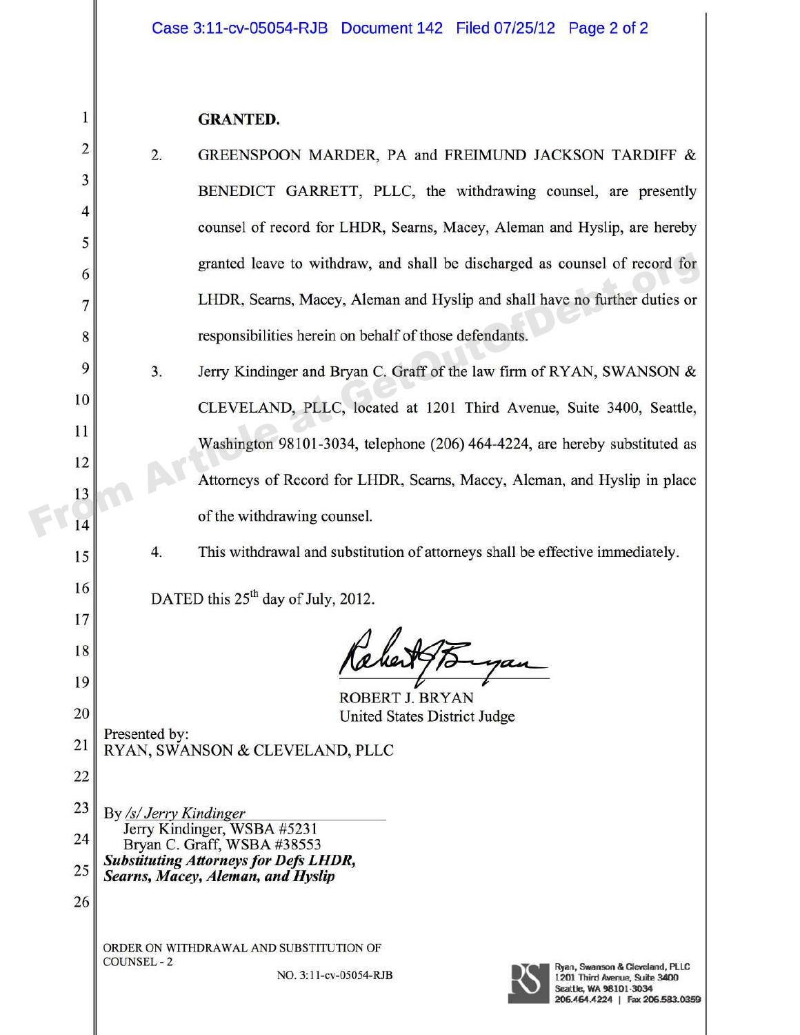**GRANTED.**

2. GREENSPOON MARDER, PA and FREIMUND JACKSON TARDIFF & BENEDICT GARRETT, PLLC, the withdrawing counsel, are presently counsel of record for LHDR, Searns, Macey, Aleman and Hyslip, are hereby granted leave to withdraw, and shall be discharged as counsel of record for LHDR, Searns, Macey, Aleman and Hyslip and shall have no further duties or responsibilities herein on behalf of those defendants.

3. Jerry Kindinger and Bryan C. Graff of the law firm of RYAN, SWANSON & CLEVELAND, PLLC, located at 1201 Third Avenue, Suite 3400, Seattle, Washington 98101-3034, telephone (206) 464-4224, are hereby substituted as Attorneys of Record for LHDR, Searns, Macey, Aleman, and Hyslip in place of the withdrawing counsel.

4. This withdrawal and substitution of attorneys shall be effective immediately.

DATED this 25th day of July, 2012.

ROBERT J. BRYAN
United States District Judge

Presented by:
RYAN, SWANSON & CLEVELAND, PLLC

By */s/ Jerry Kindinger*
Jerry Kindinger, WSBA #5231
Bryan C. Graff, WSBA #38553
***Substituting Attorneys for Defs LHDR, Searns, Macey, Aleman, and Hyslip***

ORDER ON WITHDRAWAL AND SUBSTITUTION OF COUNSEL - 2

NO. 3:11-cv-05054-RJB

Ryan, Swanson & Cleveland, PLLC
1201 Third Avenue, Suite 3400
Seattle, WA 98101-3034
206.464.4224 | Fax 206.583.0359